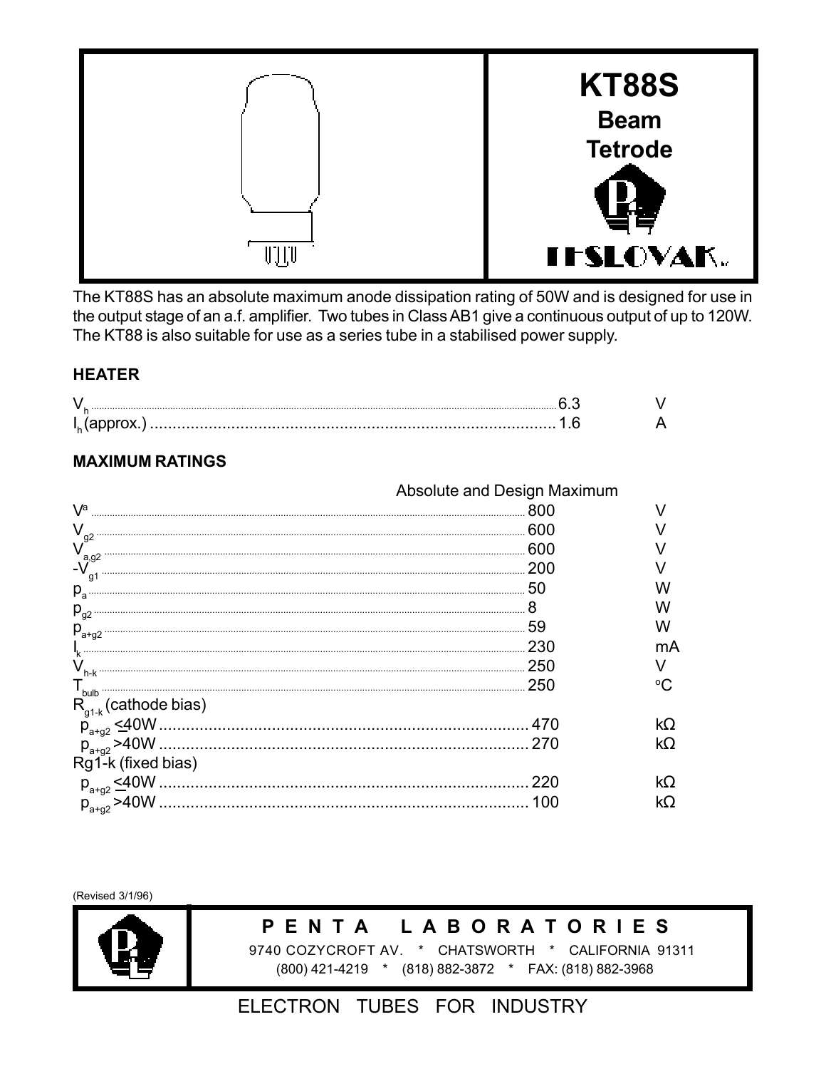# KT88S

**Beam Tetrode**

TESLOVAK

The KT88S has an absolute maximum anode dissipation rating of 50W and is designed for use in the output stage of an a.f. amplifier. Two tubes in Class AB1 give a continuous output of up to 120W. The KT88 is also suitable for use as a series tube in a stabilised power supply.

### HEATER

| | | |
|---|---|---|
| $V_h$ | 6.3 | V |
| $I_h$ (approx.) | 1.6 | A |

### MAXIMUM RATINGS

| | Absolute and Design Maximum | |
|---|---|---|
| $V^a$ | 800 | V |
| $V_{g2}$ | 600 | V |
| $V_{a,g2}$ | 600 | V |
| $-V_{g1}$ | 200 | V |
| $p_a$ | 50 | W |
| $p_{g2}$ | 8 | W |
| $p_{a+g2}$ | 59 | W |
| $I_k$ | 230 | mA |
| $V_{h-k}$ | 250 | V |
| $T_{bulb}$ | 250 | °C |
| $R_{g1-k}$ (cathode bias) | | |
| $p_{a+g2} \leq 40W$ | 470 | kΩ |
| $p_{a+g2} > 40W$ | 270 | kΩ |
| Rg1-k (fixed bias) | | |
| $p_{a+g2} \leq 40W$ | 220 | kΩ |
| $p_{a+g2} > 40W$ | 100 | kΩ |

(Revised 3/1/96)

**PENTA LABORATORIES**

9740 COZYCROFT AV. * CHATSWORTH * CALIFORNIA 91311

(800) 421-4219 * (818) 882-3872 * FAX: (818) 882-3968

ELECTRON TUBES FOR INDUSTRY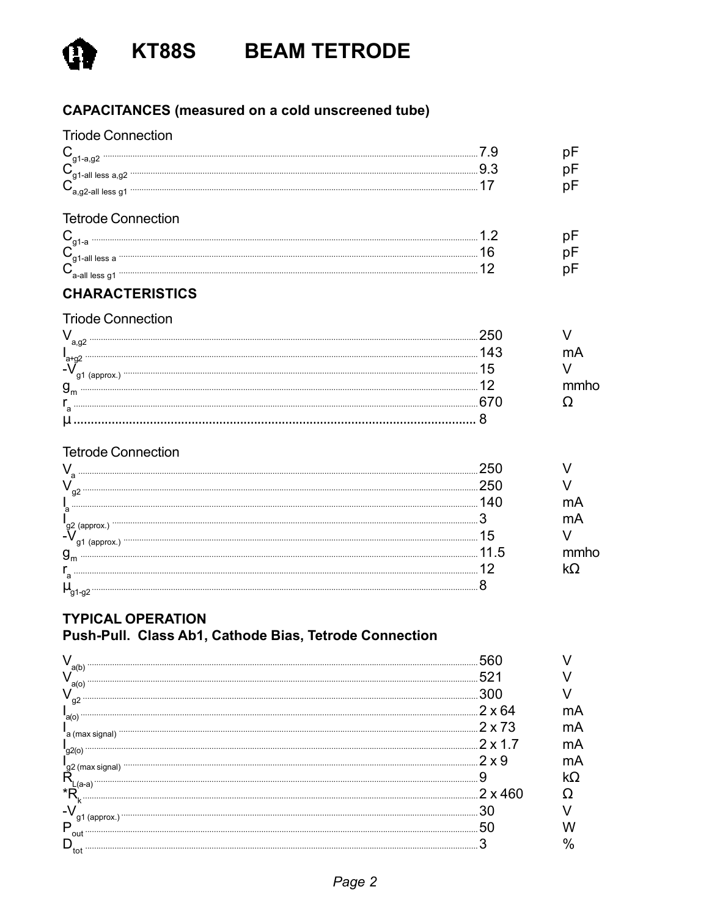# KT88S BEAM TETRODE

## CAPACITANCES (measured on a cold unscreened tube)

Triode Connection

| Parameter | Value | Unit |
|---|---|---|
| $C_{g1-a,g2}$ | 7.9 | pF |
| $C_{g1\text{-all less }a,g2}$ | 9.3 | pF |
| $C_{a,g2\text{-all less }g1}$ | 17 | pF |

Tetrode Connection

| Parameter | Value | Unit |
|---|---|---|
| $C_{g1-a}$ | 1.2 | pF |
| $C_{g1\text{-all less }a}$ | 16 | pF |
| $C_{a\text{-all less }g1}$ | 12 | pF |

## CHARACTERISTICS

Triode Connection

| Parameter | Value | Unit |
|---|---|---|
| $V_{a,g2}$ | 250 | V |
| $I_{a+g2}$ | 143 | mA |
| $-V_{g1\ (approx.)}$ | 15 | V |
| $g_m$ | 12 | mmho |
| $r_a$ | 670 | Ω |
| $\mu$ | 8 | |

Tetrode Connection

| Parameter | Value | Unit |
|---|---|---|
| $V_a$ | 250 | V |
| $V_{g2}$ | 250 | V |
| $I_a$ | 140 | mA |
| $I_{g2\ (approx.)}$ | 3 | mA |
| $-V_{g1\ (approx.)}$ | 15 | V |
| $g_m$ | 11.5 | mmho |
| $r_a$ | 12 | kΩ |
| $\mu_{g1-g2}$ | 8 | |

## TYPICAL OPERATION
### Push-Pull. Class Ab1, Cathode Bias, Tetrode Connection

| Parameter | Value | Unit |
|---|---|---|
| $V_{a(b)}$ | 560 | V |
| $V_{a(o)}$ | 521 | V |
| $V_{g2}$ | 300 | V |
| $I_{a(o)}$ | 2 x 64 | mA |
| $I_{a\ (max\ signal)}$ | 2 x 73 | mA |
| $I_{g2(o)}$ | 2 x 1.7 | mA |
| $I_{g2\ (max\ signal)}$ | 2 x 9 | mA |
| $R_{L(a-a)}$ | 9 | kΩ |
| *$R_k$ | 2 x 460 | Ω |
| $-V_{g1\ (approx.)}$ | 30 | V |
| $P_{out}$ | 50 | W |
| $D_{tot}$ | 3 | % |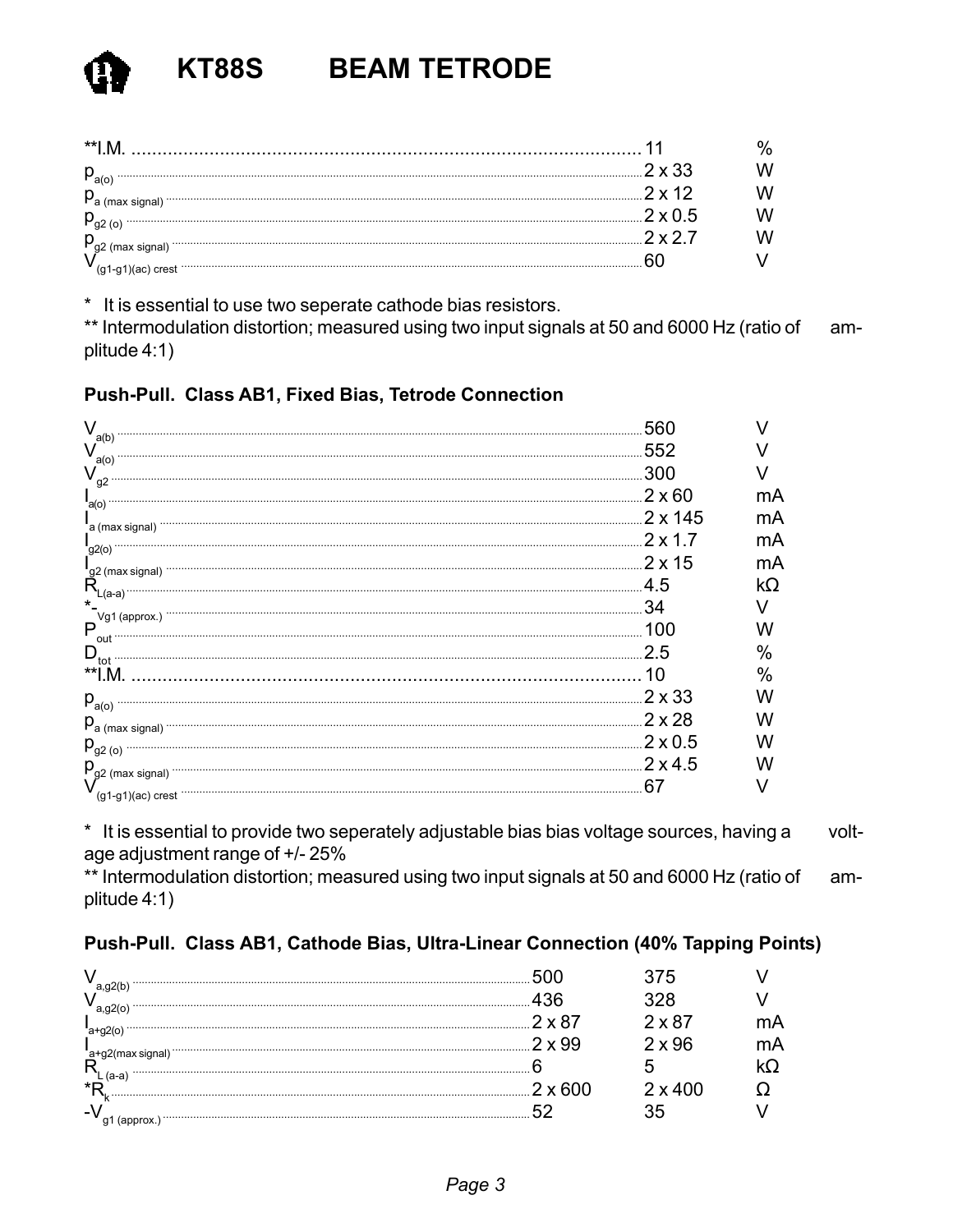# KT88S BEAM TETRODE

| | | |
|---|---|---|
| **I.M. | 11 | % |
| $p_{a(o)}$ | 2 x 33 | W |
| $p_{a\ (max\ signal)}$ | 2 x 12 | W |
| $p_{g2\ (o)}$ | 2 x 0.5 | W |
| $p_{g2\ (max\ signal)}$ | 2 x 2.7 | W |
| $V_{(g1-g1)(ac)\ crest}$ | 60 | V |

\* It is essential to use two seperate cathode bias resistors.

** Intermodulation distortion; measured using two input signals at 50 and 6000 Hz (ratio of amplitude 4:1)

**Push-Pull. Class AB1, Fixed Bias, Tetrode Connection**

| | | |
|---|---|---|
| $V_{a(b)}$ | 560 | V |
| $V_{a(o)}$ | 552 | V |
| $V_{g2}$ | 300 | V |
| $I_{a(o)}$ | 2 x 60 | mA |
| $I_{a\ (max\ signal)}$ | 2 x 145 | mA |
| $I_{g2(o)}$ | 2 x 1.7 | mA |
| $I_{g2\ (max\ signal)}$ | 2 x 15 | mA |
| $R_{L(a-a)}$ | 4.5 | kΩ |
| *$-V_{g1\ (approx.)}$ | 34 | V |
| $P_{out}$ | 100 | W |
| $D_{tot}$ | 2.5 | % |
| **I.M. | 10 | % |
| $p_{a(o)}$ | 2 x 33 | W |
| $p_{a\ (max\ signal)}$ | 2 x 28 | W |
| $p_{g2\ (o)}$ | 2 x 0.5 | W |
| $p_{g2\ (max\ signal)}$ | 2 x 4.5 | W |
| $V_{(g1-g1)(ac)\ crest}$ | 67 | V |

\* It is essential to provide two seperately adjustable bias bias voltage sources, having a voltage adjustment range of +/- 25%

** Intermodulation distortion; measured using two input signals at 50 and 6000 Hz (ratio of amplitude 4:1)

**Push-Pull. Class AB1, Cathode Bias, Ultra-Linear Connection (40% Tapping Points)**

| | | | |
|---|---|---|---|
| $V_{a,g2(b)}$ | 500 | 375 | V |
| $V_{a,g2(o)}$ | 436 | 328 | V |
| $I_{a+g2(o)}$ | 2 x 87 | 2 x 87 | mA |
| $I_{a+g2(max\ signal)}$ | 2 x 99 | 2 x 96 | mA |
| $R_{L\ (a-a)}$ | 6 | 5 | kΩ |
| *$R_k$ | 2 x 600 | 2 x 400 | Ω |
| $-V_{g1\ (approx.)}$ | 52 | 35 | V |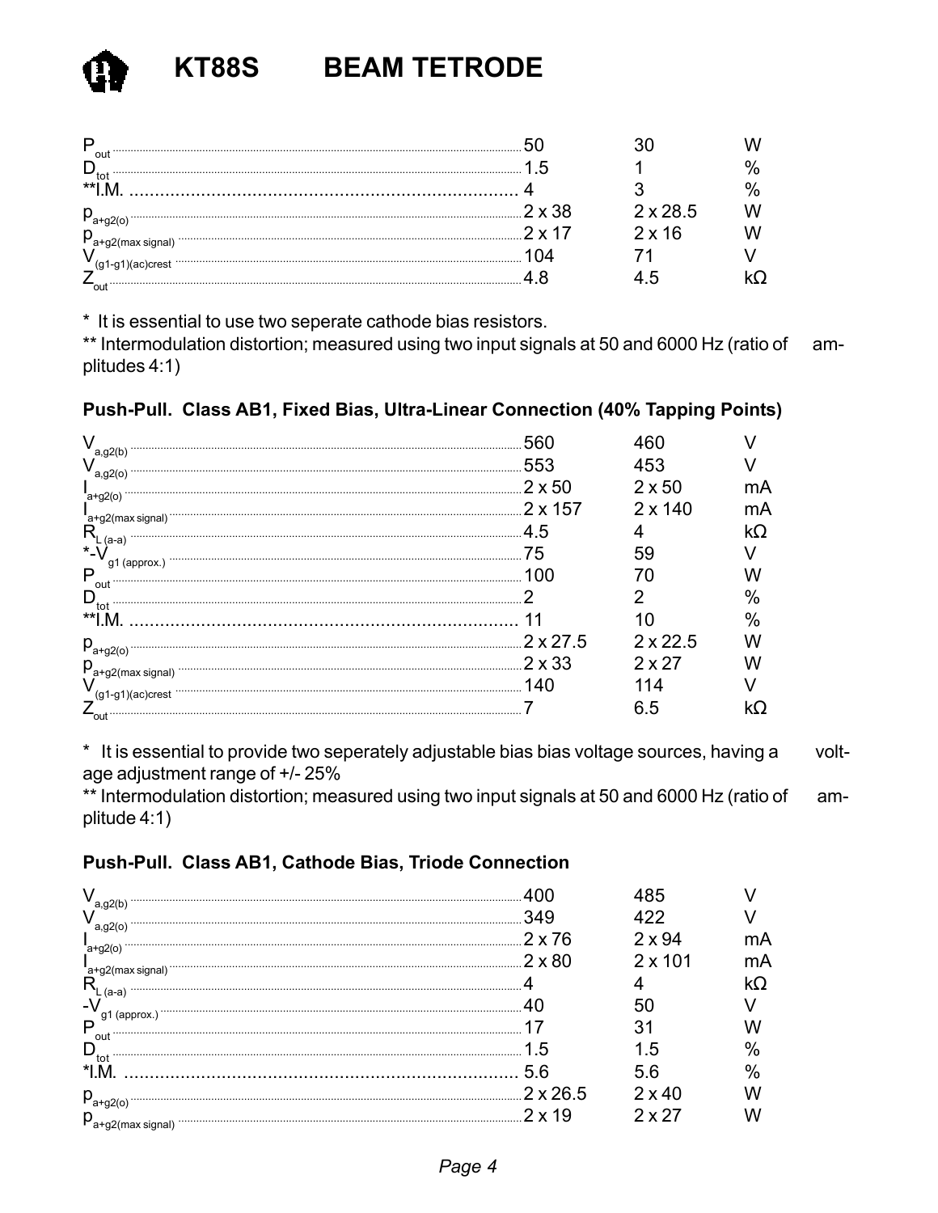# KT88S BEAM TETRODE

| | | | |
|---|---|---|---|
| $P_{out}$ | 50 | 30 | W |
| $D_{tot}$ | 1.5 | 1 | % |
| **I.M. | 4 | 3 | % |
| $p_{a+g2(o)}$ | 2 x 38 | 2 x 28.5 | W |
| $p_{a+g2(max\ signal)}$ | 2 x 17 | 2 x 16 | W |
| $V_{(g1-g1)(ac)crest}$ | 104 | 71 | V |
| $Z_{out}$ | 4.8 | 4.5 | kΩ |

* It is essential to use two seperate cathode bias resistors.

** Intermodulation distortion; measured using two input signals at 50 and 6000 Hz (ratio of amplitudes 4:1)

**Push-Pull. Class AB1, Fixed Bias, Ultra-Linear Connection (40% Tapping Points)**

| | | | |
|---|---|---|---|
| $V_{a,g2(b)}$ | 560 | 460 | V |
| $V_{a,g2(o)}$ | 553 | 453 | V |
| $I_{a+g2(o)}$ | 2 x 50 | 2 x 50 | mA |
| $I_{a+g2(max\ signal)}$ | 2 x 157 | 2 x 140 | mA |
| $R_{L\ (a-a)}$ | 4.5 | 4 | kΩ |
| *$-V_{g1\ (approx.)}$ | 75 | 59 | V |
| $P_{out}$ | 100 | 70 | W |
| $D_{tot}$ | 2 | 2 | % |
| **I.M. | 11 | 10 | % |
| $p_{a+g2(o)}$ | 2 x 27.5 | 2 x 22.5 | W |
| $p_{a+g2(max\ signal)}$ | 2 x 33 | 2 x 27 | W |
| $V_{(g1-g1)(ac)crest}$ | 140 | 114 | V |
| $Z_{out}$ | 7 | 6.5 | kΩ |

* It is essential to provide two seperately adjustable bias bias voltage sources, having a voltage adjustment range of +/- 25%

** Intermodulation distortion; measured using two input signals at 50 and 6000 Hz (ratio of amplitude 4:1)

**Push-Pull. Class AB1, Cathode Bias, Triode Connection**

| | | | |
|---|---|---|---|
| $V_{a,g2(b)}$ | 400 | 485 | V |
| $V_{a,g2(o)}$ | 349 | 422 | V |
| $I_{a+g2(o)}$ | 2 x 76 | 2 x 94 | mA |
| $I_{a+g2(max\ signal)}$ | 2 x 80 | 2 x 101 | mA |
| $R_{L\ (a-a)}$ | 4 | 4 | kΩ |
| $-V_{g1\ (approx.)}$ | 40 | 50 | V |
| $P_{out}$ | 17 | 31 | W |
| $D_{tot}$ | 1.5 | 1.5 | % |
| *I.M. | 5.6 | 5.6 | % |
| $p_{a+g2(o)}$ | 2 x 26.5 | 2 x 40 | W |
| $p_{a+g2(max\ signal)}$ | 2 x 19 | 2 x 27 | W |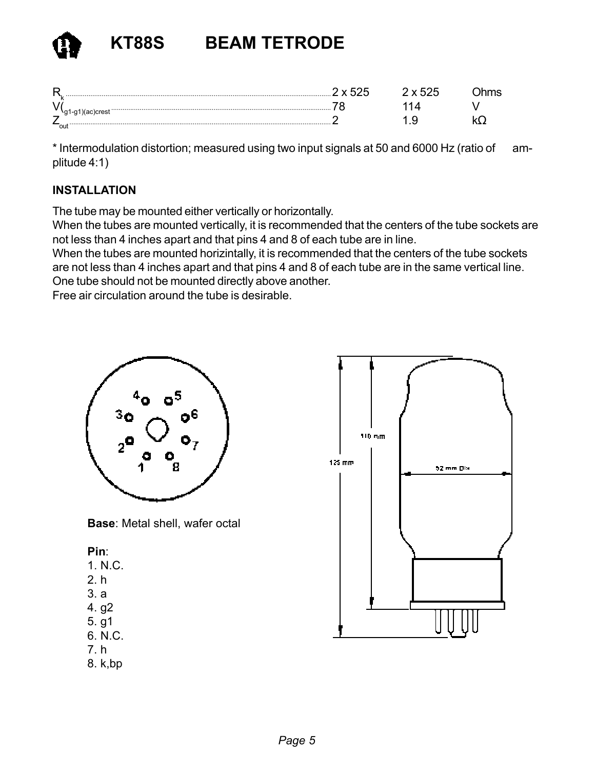# KT88S BEAM TETRODE

| | | | |
|---|---|---|---|
| $R_k$ | 2 x 525 | 2 x 525 | Ohms |
| $V_{(g1-g1)(ac)crest}$ | 78 | 114 | V |
| $Z_{out}$ | 2 | 1.9 | kΩ |

* Intermodulation distortion; measured using two input signals at 50 and 6000 Hz (ratio of amplitude 4:1)

**INSTALLATION**

The tube may be mounted either vertically or horizontally.
When the tubes are mounted vertically, it is recommended that the centers of the tube sockets are not less than 4 inches apart and that pins 4 and 8 of each tube are in line.
When the tubes are mounted horizintally, it is recommended that the centers of the tube sockets are not less than 4 inches apart and that pins 4 and 8 of each tube are in the same vertical line.
One tube should not be mounted directly above another.
Free air circulation around the tube is desirable.

4 5
3 6
2 7
1 8

110 mm
135 mm
52 mm Dia

**Base**: Metal shell, wafer octal

**Pin**:
1. N.C.
2. h
3. a
4. g2
5. g1
6. N.C.
7. h
8. k,bp